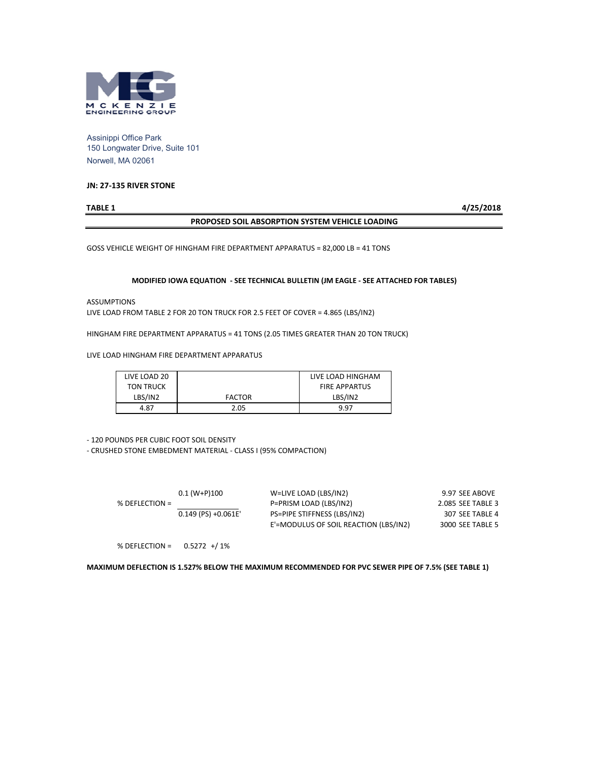MCKENZIE ENGINEERING GROUP

Assinippi Office Park
150 Longwater Drive, Suite 101
Norwell, MA 02061

**JN: 27-135 RIVER STONE**

**TABLE 1** **4/25/2018**

**PROPOSED SOIL ABSORPTION SYSTEM VEHICLE LOADING**

GOSS VEHICLE WEIGHT OF HINGHAM FIRE DEPARTMENT APPARATUS = 82,000 LB = 41 TONS

**MODIFIED IOWA EQUATION - SEE TECHNICAL BULLETIN (JM EAGLE - SEE ATTACHED FOR TABLES)**

ASSUMPTIONS

LIVE LOAD FROM TABLE 2 FOR 20 TON TRUCK FOR 2.5 FEET OF COVER = 4.865 (LBS/IN2)

HINGHAM FIRE DEPARTMENT APPARATUS = 41 TONS (2.05 TIMES GREATER THAN 20 TON TRUCK)

LIVE LOAD HINGHAM FIRE DEPARTMENT APPARATUS

| LIVE LOAD 20 TON TRUCK LBS/IN2 | FACTOR | LIVE LOAD HINGHAM FIRE APPARTUS LBS/IN2 |
|---|---|---|
| 4.87 | 2.05 | 9.97 |

- 120 POUNDS PER CUBIC FOOT SOIL DENSITY
- CRUSHED STONE EMBEDMENT MATERIAL - CLASS I (95% COMPACTION)

$$\% \text{ DEFLECTION} = \frac{0.1\,(W+P)100}{0.149\,(PS) + 0.061E'}$$

| | | |
|---|---|---|
| W=LIVE LOAD (LBS/IN2) | 9.97 | SEE ABOVE |
| P=PRISM LOAD (LBS/IN2) | 2.085 | SEE TABLE 3 |
| PS=PIPE STIFFNESS (LBS/IN2) | 307 | SEE TABLE 4 |
| E'=MODULUS OF SOIL REACTION (LBS/IN2) | 3000 | SEE TABLE 5 |

% DEFLECTION = 0.5272 +/ 1%

**MAXIMUM DEFLECTION IS 1.527% BELOW THE MAXIMUM RECOMMENDED FOR PVC SEWER PIPE OF 7.5% (SEE TABLE 1)**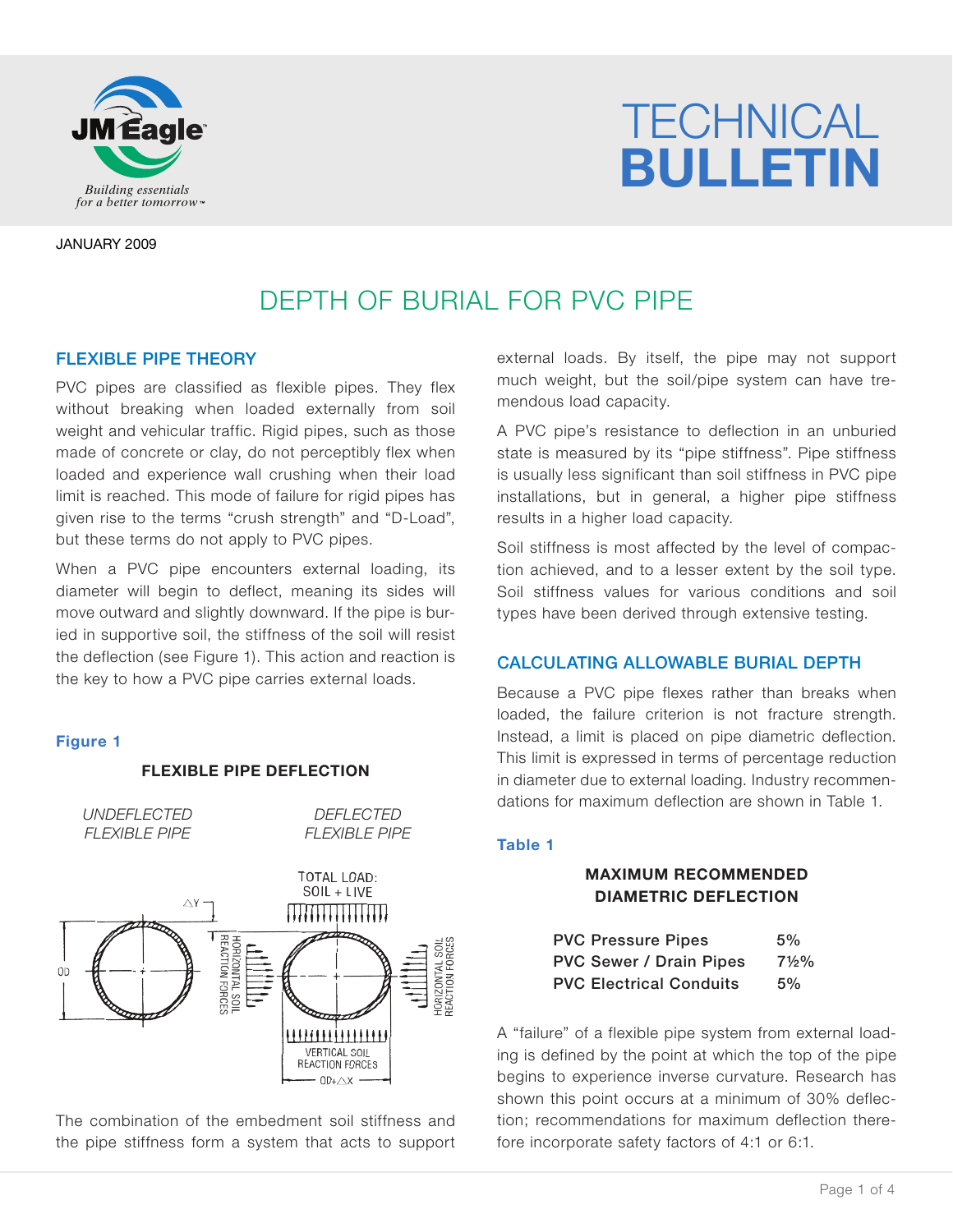JANUARY 2009

# DEPTH OF BURIAL FOR PVC PIPE

## FLEXIBLE PIPE THEORY

PVC pipes are classified as flexible pipes. They flex without breaking when loaded externally from soil weight and vehicular traffic. Rigid pipes, such as those made of concrete or clay, do not perceptibly flex when loaded and experience wall crushing when their load limit is reached. This mode of failure for rigid pipes has given rise to the terms "crush strength" and "D-Load", but these terms do not apply to PVC pipes.

When a PVC pipe encounters external loading, its diameter will begin to deflect, meaning its sides will move outward and slightly downward. If the pipe is buried in supportive soil, the stiffness of the soil will resist the deflection (see Figure 1). This action and reaction is the key to how a PVC pipe carries external loads.

**Figure 1**

**FLEXIBLE PIPE DEFLECTION**

*UNDEFLECTED FLEXIBLE PIPE* — *DEFLECTED FLEXIBLE PIPE*

TOTAL LOAD: SOIL + LIVE; ΔY; OD; HORIZONTAL SOIL REACTION FORCES; VERTICAL SOIL REACTION FORCES; OD+ΔX

The combination of the embedment soil stiffness and the pipe stiffness form a system that acts to support external loads. By itself, the pipe may not support much weight, but the soil/pipe system can have tremendous load capacity.

A PVC pipe's resistance to deflection in an unburied state is measured by its "pipe stiffness". Pipe stiffness is usually less significant than soil stiffness in PVC pipe installations, but in general, a higher pipe stiffness results in a higher load capacity.

Soil stiffness is most affected by the level of compaction achieved, and to a lesser extent by the soil type. Soil stiffness values for various conditions and soil types have been derived through extensive testing.

## CALCULATING ALLOWABLE BURIAL DEPTH

Because a PVC pipe flexes rather than breaks when loaded, the failure criterion is not fracture strength. Instead, a limit is placed on pipe diametric deflection. This limit is expressed in terms of percentage reduction in diameter due to external loading. Industry recommendations for maximum deflection are shown in Table 1.

**Table 1**

**MAXIMUM RECOMMENDED DIAMETRIC DEFLECTION**

| Pipe Type | Maximum Deflection |
|---|---|
| PVC Pressure Pipes | 5% |
| PVC Sewer / Drain Pipes | 7½% |
| PVC Electrical Conduits | 5% |

A "failure" of a flexible pipe system from external loading is defined by the point at which the top of the pipe begins to experience inverse curvature. Research has shown this point occurs at a minimum of 30% deflection; recommendations for maximum deflection therefore incorporate safety factors of 4:1 or 6:1.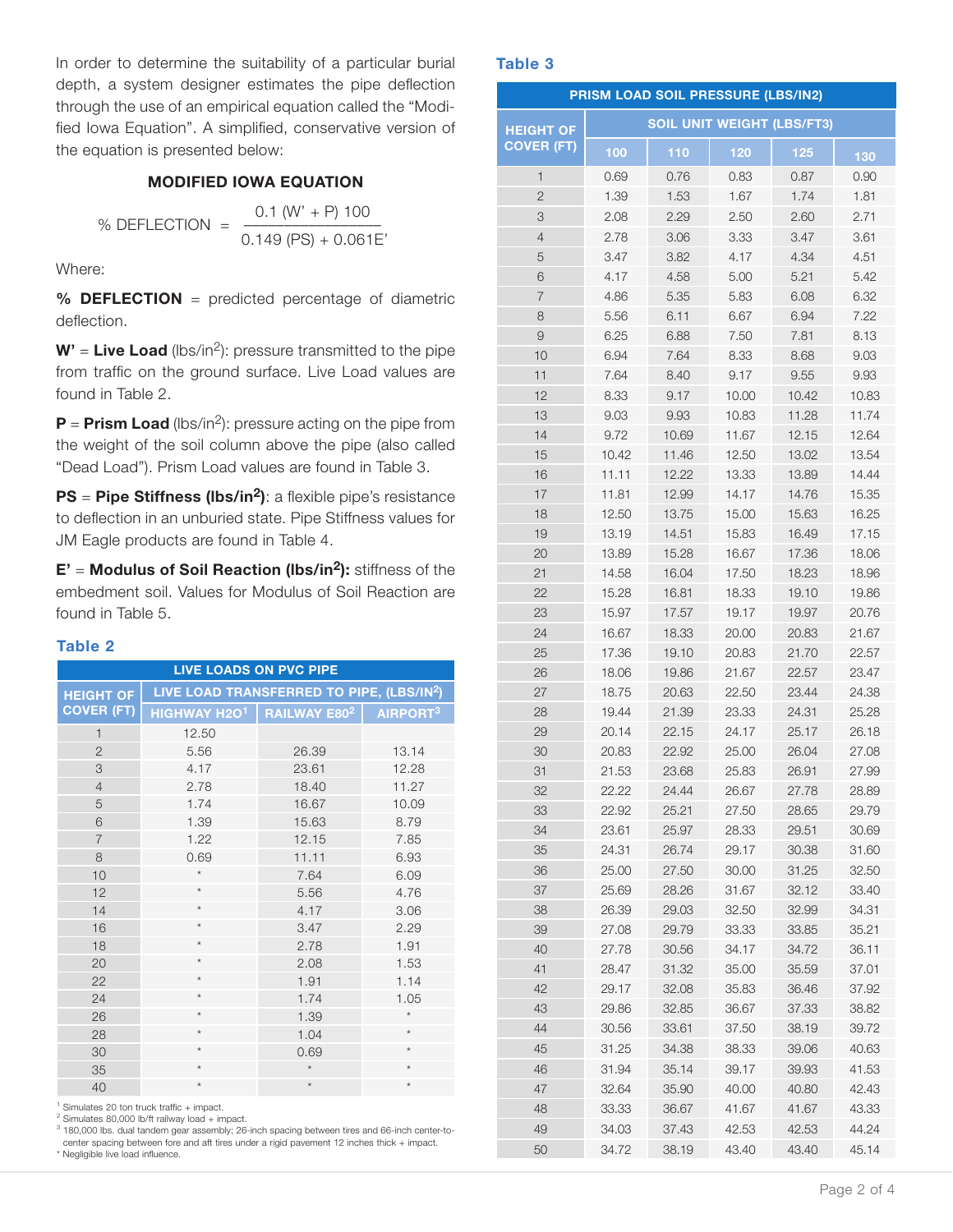In order to determine the suitability of a particular burial depth, a system designer estimates the pipe deflection through the use of an empirical equation called the "Modified Iowa Equation". A simplified, conservative version of the equation is presented below:

**MODIFIED IOWA EQUATION**

$$\% \text{ DEFLECTION} = \frac{0.1\,(W' + P)\,100}{0.149\,(PS) + 0.061E'}$$

Where:

**% DEFLECTION** = predicted percentage of diametric deflection.

**W'** = **Live Load** (lbs/in$^2$): pressure transmitted to the pipe from traffic on the ground surface. Live Load values are found in Table 2.

**P** = **Prism Load** (lbs/in$^2$): pressure acting on the pipe from the weight of the soil column above the pipe (also called "Dead Load"). Prism Load values are found in Table 3.

**PS** = **Pipe Stiffness (lbs/in$^2$)**: a flexible pipe's resistance to deflection in an unburied state. Pipe Stiffness values for JM Eagle products are found in Table 4.

**E'** = **Modulus of Soil Reaction (lbs/in$^2$):** stiffness of the embedment soil. Values for Modulus of Soil Reaction are found in Table 5.

### Table 2

| LIVE LOADS ON PVC PIPE | | | |
|---|---|---|---|
| HEIGHT OF COVER (FT) | LIVE LOAD TRANSFERRED TO PIPE, (LBS/IN$^2$) | | |
| | HIGHWAY H2O[1] | RAILWAY E80[2] | AIRPORT[3] |
| 1 | 12.50 | | |
| 2 | 5.56 | 26.39 | 13.14 |
| 3 | 4.17 | 23.61 | 12.28 |
| 4 | 2.78 | 18.40 | 11.27 |
| 5 | 1.74 | 16.67 | 10.09 |
| 6 | 1.39 | 15.63 | 8.79 |
| 7 | 1.22 | 12.15 | 7.85 |
| 8 | 0.69 | 11.11 | 6.93 |
| 10 | * | 7.64 | 6.09 |
| 12 | * | 5.56 | 4.76 |
| 14 | * | 4.17 | 3.06 |
| 16 | * | 3.47 | 2.29 |
| 18 | * | 2.78 | 1.91 |
| 20 | * | 2.08 | 1.53 |
| 22 | * | 1.91 | 1.14 |
| 24 | * | 1.74 | 1.05 |
| 26 | * | 1.39 | * |
| 28 | * | 1.04 | * |
| 30 | * | 0.69 | * |
| 35 | * | * | * |
| 40 | * | * | * |

[1] Simulates 20 ton truck traffic + impact.
[2] Simulates 80,000 lb/ft railway load + impact.
[3] 180,000 lbs. dual tandem gear assembly; 26-inch spacing between tires and 66-inch center-to-center spacing between fore and aft tires under a rigid pavement 12 inches thick + impact.
* Negligible live load influence.

### Table 3

| PRISM LOAD SOIL PRESSURE (LBS/IN2) | | | | | |
|---|---|---|---|---|---|
| HEIGHT OF COVER (FT) | SOIL UNIT WEIGHT (LBS/FT3) | | | | |
| | 100 | 110 | 120 | 125 | 130 |
| 1 | 0.69 | 0.76 | 0.83 | 0.87 | 0.90 |
| 2 | 1.39 | 1.53 | 1.67 | 1.74 | 1.81 |
| 3 | 2.08 | 2.29 | 2.50 | 2.60 | 2.71 |
| 4 | 2.78 | 3.06 | 3.33 | 3.47 | 3.61 |
| 5 | 3.47 | 3.82 | 4.17 | 4.34 | 4.51 |
| 6 | 4.17 | 4.58 | 5.00 | 5.21 | 5.42 |
| 7 | 4.86 | 5.35 | 5.83 | 6.08 | 6.32 |
| 8 | 5.56 | 6.11 | 6.67 | 6.94 | 7.22 |
| 9 | 6.25 | 6.88 | 7.50 | 7.81 | 8.13 |
| 10 | 6.94 | 7.64 | 8.33 | 8.68 | 9.03 |
| 11 | 7.64 | 8.40 | 9.17 | 9.55 | 9.93 |
| 12 | 8.33 | 9.17 | 10.00 | 10.42 | 10.83 |
| 13 | 9.03 | 9.93 | 10.83 | 11.28 | 11.74 |
| 14 | 9.72 | 10.69 | 11.67 | 12.15 | 12.64 |
| 15 | 10.42 | 11.46 | 12.50 | 13.02 | 13.54 |
| 16 | 11.11 | 12.22 | 13.33 | 13.89 | 14.44 |
| 17 | 11.81 | 12.99 | 14.17 | 14.76 | 15.35 |
| 18 | 12.50 | 13.75 | 15.00 | 15.63 | 16.25 |
| 19 | 13.19 | 14.51 | 15.83 | 16.49 | 17.15 |
| 20 | 13.89 | 15.28 | 16.67 | 17.36 | 18.06 |
| 21 | 14.58 | 16.04 | 17.50 | 18.23 | 18.96 |
| 22 | 15.28 | 16.81 | 18.33 | 19.10 | 19.86 |
| 23 | 15.97 | 17.57 | 19.17 | 19.97 | 20.76 |
| 24 | 16.67 | 18.33 | 20.00 | 20.83 | 21.67 |
| 25 | 17.36 | 19.10 | 20.83 | 21.70 | 22.57 |
| 26 | 18.06 | 19.86 | 21.67 | 22.57 | 23.47 |
| 27 | 18.75 | 20.63 | 22.50 | 23.44 | 24.38 |
| 28 | 19.44 | 21.39 | 23.33 | 24.31 | 25.28 |
| 29 | 20.14 | 22.15 | 24.17 | 25.17 | 26.18 |
| 30 | 20.83 | 22.92 | 25.00 | 26.04 | 27.08 |
| 31 | 21.53 | 23.68 | 25.83 | 26.91 | 27.99 |
| 32 | 22.22 | 24.44 | 26.67 | 27.78 | 28.89 |
| 33 | 22.92 | 25.21 | 27.50 | 28.65 | 29.79 |
| 34 | 23.61 | 25.97 | 28.33 | 29.51 | 30.69 |
| 35 | 24.31 | 26.74 | 29.17 | 30.38 | 31.60 |
| 36 | 25.00 | 27.50 | 30.00 | 31.25 | 32.50 |
| 37 | 25.69 | 28.26 | 31.67 | 32.12 | 33.40 |
| 38 | 26.39 | 29.03 | 32.50 | 32.99 | 34.31 |
| 39 | 27.08 | 29.79 | 33.33 | 33.85 | 35.21 |
| 40 | 27.78 | 30.56 | 34.17 | 34.72 | 36.11 |
| 41 | 28.47 | 31.32 | 35.00 | 35.59 | 37.01 |
| 42 | 29.17 | 32.08 | 35.83 | 36.46 | 37.92 |
| 43 | 29.86 | 32.85 | 36.67 | 37.33 | 38.82 |
| 44 | 30.56 | 33.61 | 37.50 | 38.19 | 39.72 |
| 45 | 31.25 | 34.38 | 38.33 | 39.06 | 40.63 |
| 46 | 31.94 | 35.14 | 39.17 | 39.93 | 41.53 |
| 47 | 32.64 | 35.90 | 40.00 | 40.80 | 42.43 |
| 48 | 33.33 | 36.67 | 41.67 | 41.67 | 43.33 |
| 49 | 34.03 | 37.43 | 42.53 | 42.53 | 44.24 |
| 50 | 34.72 | 38.19 | 43.40 | 43.40 | 45.14 |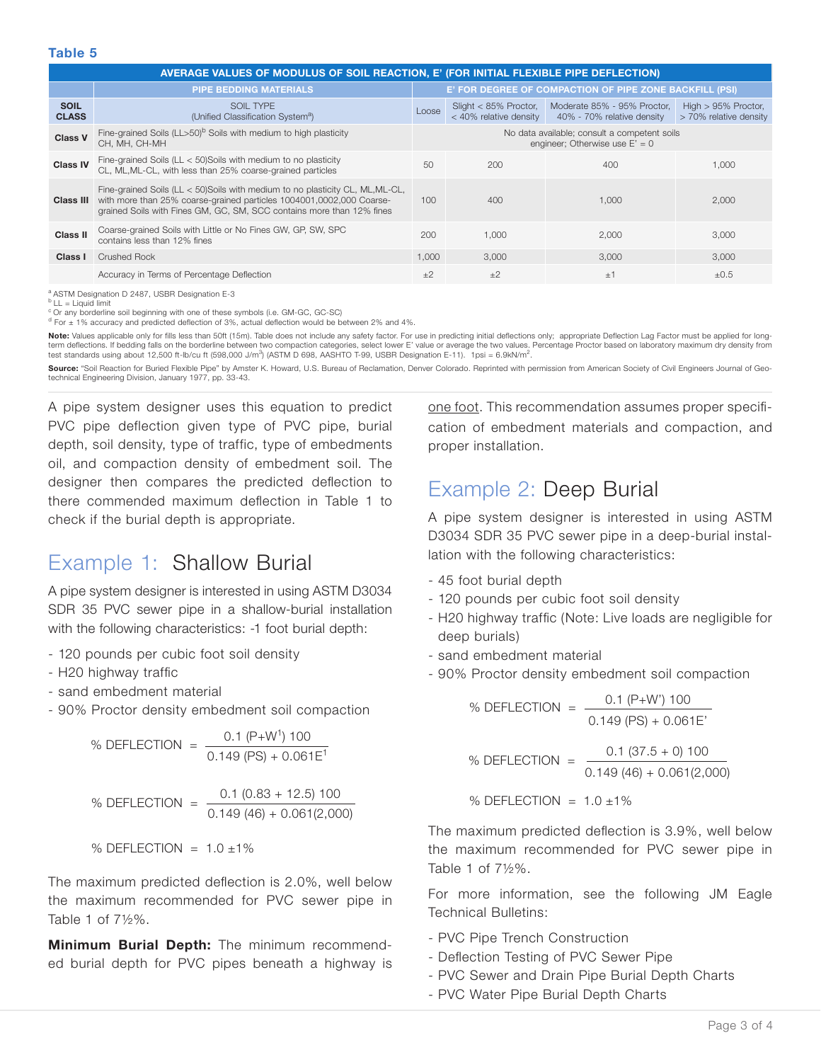**Table 5**

| AVERAGE VALUES OF MODULUS OF SOIL REACTION, E' (FOR INITIAL FLEXIBLE PIPE DEFLECTION) | | | | | | |
|---|---|---|---|---|---|---|
| | PIPE BEDDING MATERIALS | E' FOR DEGREE OF COMPACTION OF PIPE ZONE BACKFILL (PSI) | | | | |
| **SOIL CLASS** | SOIL TYPE (Unified Classification System[a]) | Loose | Slight < 85% Proctor, < 40% relative density | Moderate 85% - 95% Proctor, 40% - 70% relative density | High > 95% Proctor, > 70% relative density | |
| **Class V** | Fine-grained Soils (LL>50)[b] Soils with medium to high plasticity CH, MH, CH-MH | No data available; consult a competent soils engineer; Otherwise use E' = 0 | | | | |
| **Class IV** | Fine-grained Soils (LL < 50)Soils with medium to no plasticity CL, ML,ML-CL, with less than 25% coarse-grained particles | 50 | 200 | 400 | 1,000 | |
| **Class III** | Fine-grained Soils (LL < 50)Soils with medium to no plasticity CL, ML,ML-CL, with more than 25% coarse-grained particles 1004001,0002,000 Coarse-grained Soils with Fines GM, GC, SM, SCC contains more than 12% fines | 100 | 400 | 1,000 | 2,000 | |
| **Class II** | Coarse-grained Soils with Little or No Fines GW, GP, SW, SPC contains less than 12% fines | 200 | 1,000 | 2,000 | 3,000 | |
| **Class I** | Crushed Rock | 1,000 | 3,000 | 3,000 | 3,000 | |
| | Accuracy in Terms of Percentage Deflection | ±2 | ±2 | ±1 | ±0.5 | |

[a] ASTM Designation D 2487, USBR Designation E-3
[b] LL = Liquid limit
[c] Or any borderline soil beginning with one of these symbols (i.e. GM-GC, GC-SC)
[d] For ± 1% accuracy and predicted deflection of 3%, actual deflection would be between 2% and 4%.

**Note:** Values applicable only for fills less than 50ft (15m). Table does not include any safety factor. For use in predicting initial deflections only; appropriate Deflection Lag Factor must be applied for long-term deflections. If bedding falls on the borderline between two compaction categories, select lower E' value or average the two values. Percentage Proctor based on laboratory maximum dry density from test standards using about 12,500 ft-lb/cu ft (598,000 J/m$^3$) (ASTM D 698, AASHTO T-99, USBR Designation E-11). 1psi = 6.9kN/m$^2$.

**Source:** "Soil Reaction for Buried Flexible Pipe" by Amster K. Howard, U.S. Bureau of Reclamation, Denver Colorado. Reprinted with permission from American Society of Civil Engineers Journal of Geotechnical Engineering Division, January 1977, pp. 33-43.

A pipe system designer uses this equation to predict PVC pipe deflection given type of PVC pipe, burial depth, soil density, type of traffic, type of embedments oil, and compaction density of embedment soil. The designer then compares the predicted deflection to there commended maximum deflection in Table 1 to check if the burial depth is appropriate.

## Example 1: Shallow Burial

A pipe system designer is interested in using ASTM D3034 SDR 35 PVC sewer pipe in a shallow-burial installation with the following characteristics: -1 foot burial depth:

- 120 pounds per cubic foot soil density
- H20 highway traffic
- sand embedment material
- 90% Proctor density embedment soil compaction

$$\%\ \text{DEFLECTION} = \frac{0.1\,(P+W^1)\,100}{0.149\,(PS) + 0.061E^1}$$

$$\%\ \text{DEFLECTION} = \frac{0.1\,(0.83 + 12.5)\,100}{0.149\,(46) + 0.061(2{,}000)}$$

$$\%\ \text{DEFLECTION} = 1.0 \pm 1\%$$

The maximum predicted deflection is 2.0%, well below the maximum recommended for PVC sewer pipe in Table 1 of 7½%.

**Minimum Burial Depth:** The minimum recommended burial depth for PVC pipes beneath a highway is one foot. This recommendation assumes proper specification of embedment materials and compaction, and proper installation.

## Example 2: Deep Burial

A pipe system designer is interested in using ASTM D3034 SDR 35 PVC sewer pipe in a deep-burial installation with the following characteristics:

- 45 foot burial depth
- 120 pounds per cubic foot soil density
- H20 highway traffic (Note: Live loads are negligible for deep burials)
- sand embedment material
- 90% Proctor density embedment soil compaction

$$\%\ \text{DEFLECTION} = \frac{0.1\,(P+W')\,100}{0.149\,(PS) + 0.061E'}$$

$$\%\ \text{DEFLECTION} = \frac{0.1\,(37.5 + 0)\,100}{0.149\,(46) + 0.061(2{,}000)}$$

$$\%\ \text{DEFLECTION} = 1.0 \pm 1\%$$

The maximum predicted deflection is 3.9%, well below the maximum recommended for PVC sewer pipe in Table 1 of 7½%.

For more information, see the following JM Eagle Technical Bulletins:

- PVC Pipe Trench Construction
- Deflection Testing of PVC Sewer Pipe
- PVC Sewer and Drain Pipe Burial Depth Charts
- PVC Water Pipe Burial Depth Charts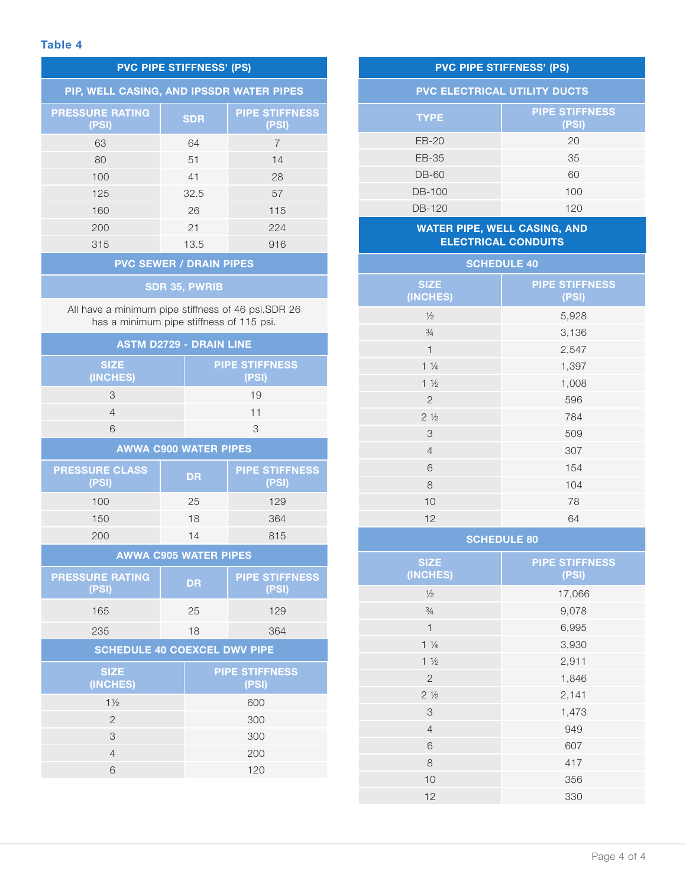**Table 4**

| PVC PIPE STIFFNESS' (PS) | | |
|---|---|---|
| **PIP, WELL CASING, AND IPSSDR WATER PIPES** | | |
| **PRESSURE RATING (PSI)** | **SDR** | **PIPE STIFFNESS (PSI)** |
| 63 | 64 | 7 |
| 80 | 51 | 14 |
| 100 | 41 | 28 |
| 125 | 32.5 | 57 |
| 160 | 26 | 115 |
| 200 | 21 | 224 |
| 315 | 13.5 | 916 |

**PVC SEWER / DRAIN PIPES**

**SDR 35, PWRIB**

All have a minimum pipe stiffness of 46 psi.SDR 26 has a minimum pipe stiffness of 115 psi.

| ASTM D2729 - DRAIN LINE | |
|---|---|
| **SIZE (INCHES)** | **PIPE STIFFNESS (PSI)** |
| 3 | 19 |
| 4 | 11 |
| 6 | 3 |

| AWWA C900 WATER PIPES | | |
|---|---|---|
| **PRESSURE CLASS (PSI)** | **DR** | **PIPE STIFFNESS (PSI)** |
| 100 | 25 | 129 |
| 150 | 18 | 364 |
| 200 | 14 | 815 |

| AWWA C905 WATER PIPES | | |
|---|---|---|
| **PRESSURE RATING (PSI)** | **DR** | **PIPE STIFFNESS (PSI)** |
| 165 | 25 | 129 |
| 235 | 18 | 364 |

| SCHEDULE 40 COEXCEL DWV PIPE | |
|---|---|
| **SIZE (INCHES)** | **PIPE STIFFNESS (PSI)** |
| 1½ | 600 |
| 2 | 300 |
| 3 | 300 |
| 4 | 200 |
| 6 | 120 |

| PVC PIPE STIFFNESS' (PS) | |
|---|---|
| **PVC ELECTRICAL UTILITY DUCTS** | |
| **TYPE** | **PIPE STIFFNESS (PSI)** |
| EB-20 | 20 |
| EB-35 | 35 |
| DB-60 | 60 |
| DB-100 | 100 |
| DB-120 | 120 |

**WATER PIPE, WELL CASING, AND ELECTRICAL CONDUITS**

| SCHEDULE 40 | |
|---|---|
| **SIZE (INCHES)** | **PIPE STIFFNESS (PSI)** |
| ½ | 5,928 |
| ¾ | 3,136 |
| 1 | 2,547 |
| 1 ¼ | 1,397 |
| 1 ½ | 1,008 |
| 2 | 596 |
| 2 ½ | 784 |
| 3 | 509 |
| 4 | 307 |
| 6 | 154 |
| 8 | 104 |
| 10 | 78 |
| 12 | 64 |

| SCHEDULE 80 | |
|---|---|
| **SIZE (INCHES)** | **PIPE STIFFNESS (PSI)** |
| ½ | 17,066 |
| ¾ | 9,078 |
| 1 | 6,995 |
| 1 ¼ | 3,930 |
| 1 ½ | 2,911 |
| 2 | 1,846 |
| 2 ½ | 2,141 |
| 3 | 1,473 |
| 4 | 949 |
| 6 | 607 |
| 8 | 417 |
| 10 | 356 |
| 12 | 330 |